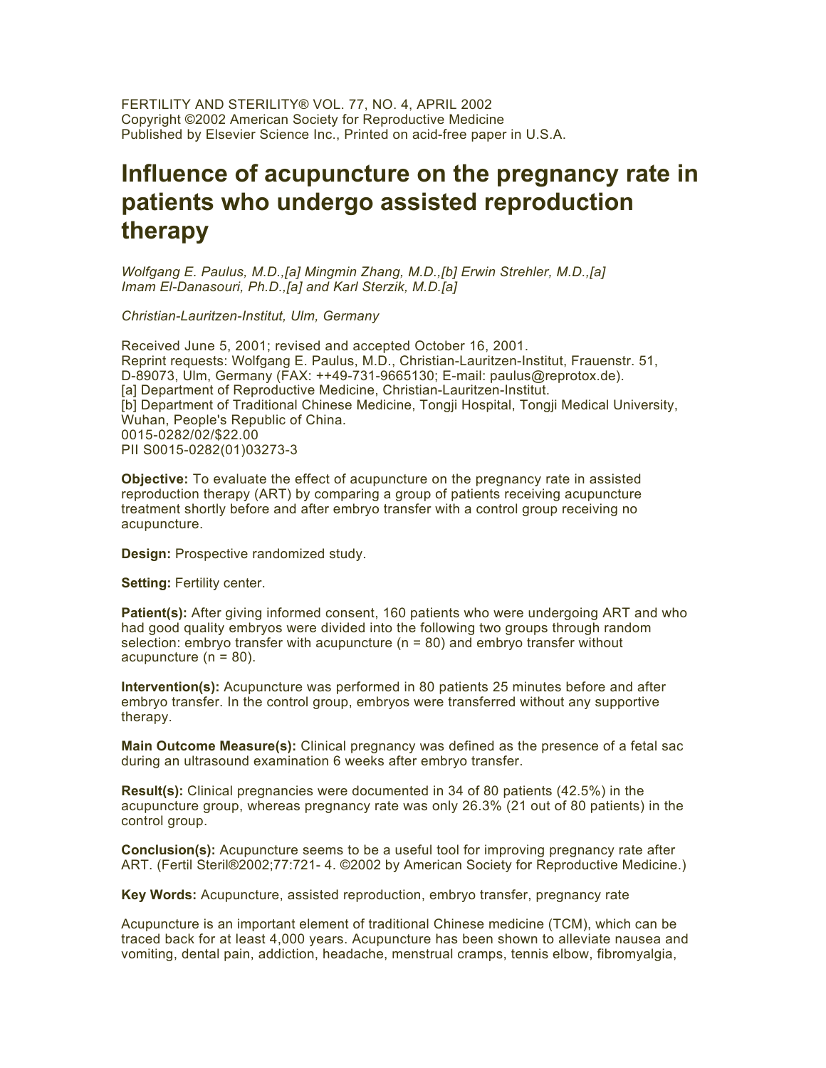FERTILITY AND STERILITY® VOL. 77, NO. 4, APRIL 2002
Copyright ©2002 American Society for Reproductive Medicine
Published by Elsevier Science Inc., Printed on acid-free paper in U.S.A.

# Influence of acupuncture on the pregnancy rate in patients who undergo assisted reproduction therapy

*Wolfgang E. Paulus, M.D.,[a] Mingmin Zhang, M.D.,[b] Erwin Strehler, M.D.,[a] Imam El-Danasouri, Ph.D.,[a] and Karl Sterzik, M.D.[a]*

*Christian-Lauritzen-Institut, Ulm, Germany*

Received June 5, 2001; revised and accepted October 16, 2001.
Reprint requests: Wolfgang E. Paulus, M.D., Christian-Lauritzen-Institut, Frauenstr. 51, D-89073, Ulm, Germany (FAX: ++49-731-9665130; E-mail: paulus@reprotox.de).
[a] Department of Reproductive Medicine, Christian-Lauritzen-Institut.
[b] Department of Traditional Chinese Medicine, Tongji Hospital, Tongji Medical University, Wuhan, People's Republic of China.
0015-0282/02/$22.00
PII S0015-0282(01)03273-3

**Objective:** To evaluate the effect of acupuncture on the pregnancy rate in assisted reproduction therapy (ART) by comparing a group of patients receiving acupuncture treatment shortly before and after embryo transfer with a control group receiving no acupuncture.

**Design:** Prospective randomized study.

**Setting:** Fertility center.

**Patient(s):** After giving informed consent, 160 patients who were undergoing ART and who had good quality embryos were divided into the following two groups through random selection: embryo transfer with acupuncture (n = 80) and embryo transfer without acupuncture (n = 80).

**Intervention(s):** Acupuncture was performed in 80 patients 25 minutes before and after embryo transfer. In the control group, embryos were transferred without any supportive therapy.

**Main Outcome Measure(s):** Clinical pregnancy was defined as the presence of a fetal sac during an ultrasound examination 6 weeks after embryo transfer.

**Result(s):** Clinical pregnancies were documented in 34 of 80 patients (42.5%) in the acupuncture group, whereas pregnancy rate was only 26.3% (21 out of 80 patients) in the control group.

**Conclusion(s):** Acupuncture seems to be a useful tool for improving pregnancy rate after ART. (Fertil Steril®2002;77:721- 4. ©2002 by American Society for Reproductive Medicine.)

**Key Words:** Acupuncture, assisted reproduction, embryo transfer, pregnancy rate

Acupuncture is an important element of traditional Chinese medicine (TCM), which can be traced back for at least 4,000 years. Acupuncture has been shown to alleviate nausea and vomiting, dental pain, addiction, headache, menstrual cramps, tennis elbow, fibromyalgia,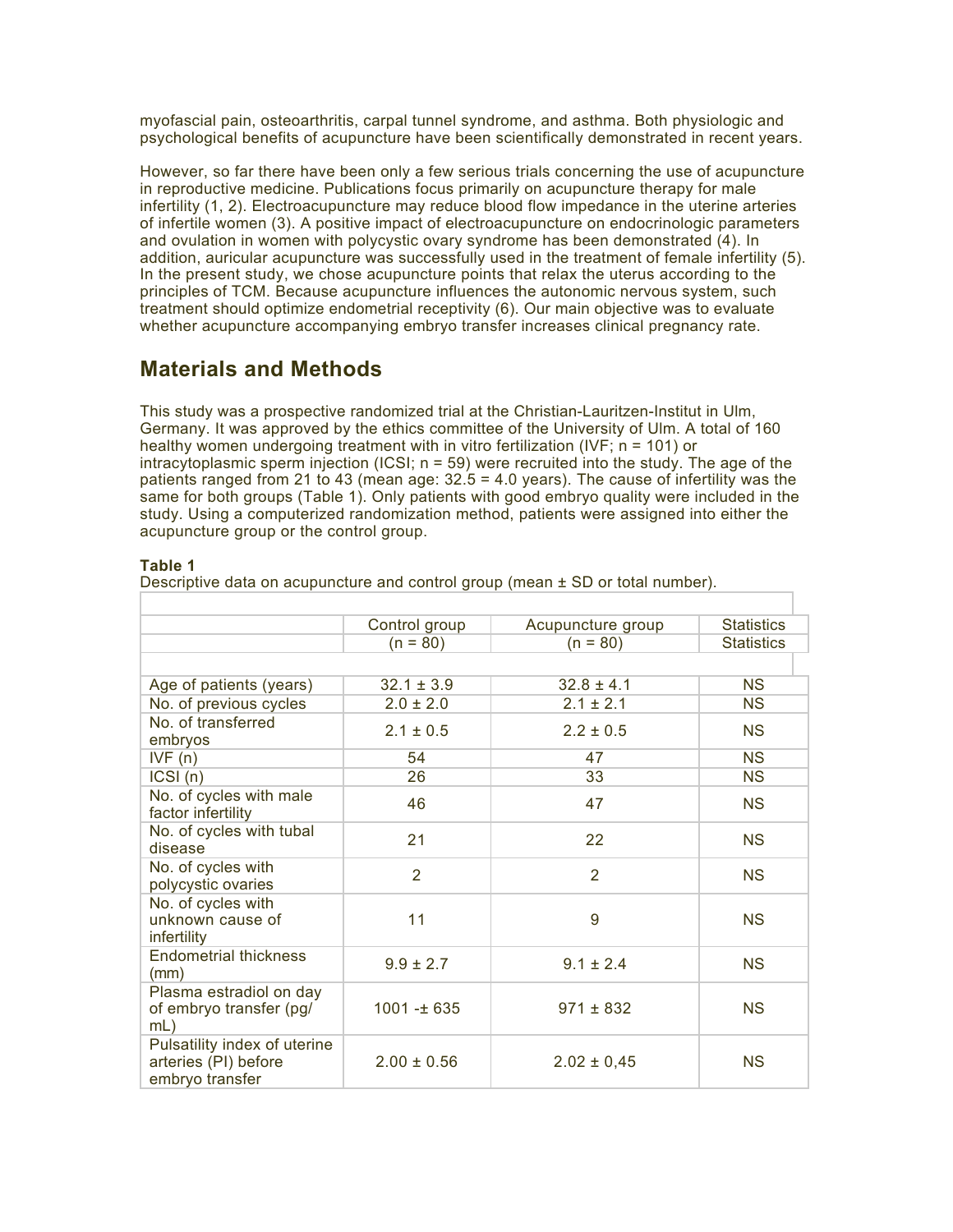myofascial pain, osteoarthritis, carpal tunnel syndrome, and asthma. Both physiologic and psychological benefits of acupuncture have been scientifically demonstrated in recent years.

However, so far there have been only a few serious trials concerning the use of acupuncture in reproductive medicine. Publications focus primarily on acupuncture therapy for male infertility (1, 2). Electroacupuncture may reduce blood flow impedance in the uterine arteries of infertile women (3). A positive impact of electroacupuncture on endocrinologic parameters and ovulation in women with polycystic ovary syndrome has been demonstrated (4). In addition, auricular acupuncture was successfully used in the treatment of female infertility (5). In the present study, we chose acupuncture points that relax the uterus according to the principles of TCM. Because acupuncture influences the autonomic nervous system, such treatment should optimize endometrial receptivity (6). Our main objective was to evaluate whether acupuncture accompanying embryo transfer increases clinical pregnancy rate.

## Materials and Methods

This study was a prospective randomized trial at the Christian-Lauritzen-Institut in Ulm, Germany. It was approved by the ethics committee of the University of Ulm. A total of 160 healthy women undergoing treatment with in vitro fertilization (IVF; n = 101) or intracytoplasmic sperm injection (ICSI; n = 59) were recruited into the study. The age of the patients ranged from 21 to 43 (mean age: 32.5 = 4.0 years). The cause of infertility was the same for both groups (Table 1). Only patients with good embryo quality were included in the study. Using a computerized randomization method, patients were assigned into either the acupuncture group or the control group.

**Table 1**
Descriptive data on acupuncture and control group (mean ± SD or total number).

| | Control group (n = 80) | Acupuncture group (n = 80) | Statistics |
|---|---|---|---|
| Age of patients (years) | 32.1 ± 3.9 | 32.8 ± 4.1 | NS |
| No. of previous cycles | 2.0 ± 2.0 | 2.1 ± 2.1 | NS |
| No. of transferred embryos | 2.1 ± 0.5 | 2.2 ± 0.5 | NS |
| IVF (n) | 54 | 47 | NS |
| ICSI (n) | 26 | 33 | NS |
| No. of cycles with male factor infertility | 46 | 47 | NS |
| No. of cycles with tubal disease | 21 | 22 | NS |
| No. of cycles with polycystic ovaries | 2 | 2 | NS |
| No. of cycles with unknown cause of infertility | 11 | 9 | NS |
| Endometrial thickness (mm) | 9.9 ± 2.7 | 9.1 ± 2.4 | NS |
| Plasma estradiol on day of embryo transfer (pg/mL) | 1001 -± 635 | 971 ± 832 | NS |
| Pulsatility index of uterine arteries (PI) before embryo transfer | 2.00 ± 0.56 | 2.02 ± 0,45 | NS |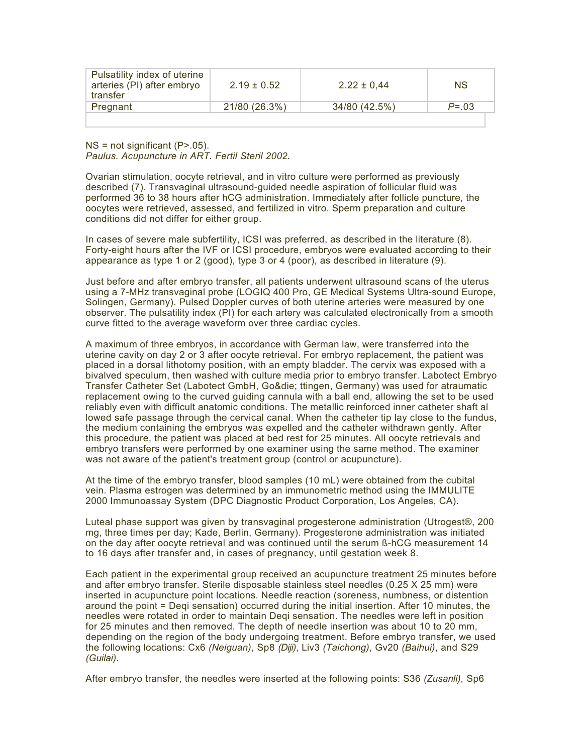| Pulsatility index of uterine arteries (PI) after embryo transfer | 2.19 ± 0.52 | 2.22 ± 0,44 | NS |
|---|---|---|---|
| Pregnant | 21/80 (26.3%) | 34/80 (42.5%) | *P*=.03 |

NS = not significant (P>.05).
*Paulus. Acupuncture in ART. Fertil Steril 2002.*

Ovarian stimulation, oocyte retrieval, and in vitro culture were performed as previously described (7). Transvaginal ultrasound-guided needle aspiration of follicular fluid was performed 36 to 38 hours after hCG administration. Immediately after follicle puncture, the oocytes were retrieved, assessed, and fertilized in vitro. Sperm preparation and culture conditions did not differ for either group.

In cases of severe male subfertility, ICSI was preferred, as described in the literature (8). Forty-eight hours after the IVF or ICSI procedure, embryos were evaluated according to their appearance as type 1 or 2 (good), type 3 or 4 (poor), as described in literature (9).

Just before and after embryo transfer, all patients underwent ultrasound scans of the uterus using a 7-MHz transvaginal probe (LOGIQ 400 Pro, GE Medical Systems Ultra-sound Europe, Solingen, Germany). Pulsed Doppler curves of both uterine arteries were measured by one observer. The pulsatility index (PI) for each artery was calculated electronically from a smooth curve fitted to the average waveform over three cardiac cycles.

A maximum of three embryos, in accordance with German law, were transferred into the uterine cavity on day 2 or 3 after oocyte retrieval. For embryo replacement, the patient was placed in a dorsal lithotomy position, with an empty bladder. The cervix was exposed with a bivalved speculum, then washed with culture media prior to embryo transfer. Labotect Embryo Transfer Catheter Set (Labotect GmbH, Go&die; ttingen, Germany) was used for atraumatic replacement owing to the curved guiding cannula with a ball end, allowing the set to be used reliably even with difficult anatomic conditions. The metallic reinforced inner catheter shaft al lowed safe passage through the cervical canal. When the catheter tip lay close to the fundus, the medium containing the embryos was expelled and the catheter withdrawn gently. After this procedure, the patient was placed at bed rest for 25 minutes. All oocyte retrievals and embryo transfers were performed by one examiner using the same method. The examiner was not aware of the patient's treatment group (control or acupuncture).

At the time of the embryo transfer, blood samples (10 mL) were obtained from the cubital vein. Plasma estrogen was determined by an immunometric method using the IMMULITE 2000 Immunoassay System (DPC Diagnostic Product Corporation, Los Angeles, CA).

Luteal phase support was given by transvaginal progesterone administration (Utrogest®, 200 mg, three times per day; Kade, Berlin, Germany). Progesterone administration was initiated on the day after oocyte retrieval and was continued until the serum ß-hCG measurement 14 to 16 days after transfer and, in cases of pregnancy, until gestation week 8.

Each patient in the experimental group received an acupuncture treatment 25 minutes before and after embryo transfer. Sterile disposable stainless steel needles (0.25 X 25 mm) were inserted in acupuncture point locations. Needle reaction (soreness, numbness, or distention around the point = Deqi sensation) occurred during the initial insertion. After 10 minutes, the needles were rotated in order to maintain Deqi sensation. The needles were left in position for 25 minutes and then removed. The depth of needle insertion was about 10 to 20 mm, depending on the region of the body undergoing treatment. Before embryo transfer, we used the following locations: Cx6 *(Neiguan)*, Sp8 *(Diji)*, Liv3 *(Taichong)*, Gv20 *(Baihui)*, and S29 *(Guilai)*.

After embryo transfer, the needles were inserted at the following points: S36 *(Zusanli)*, Sp6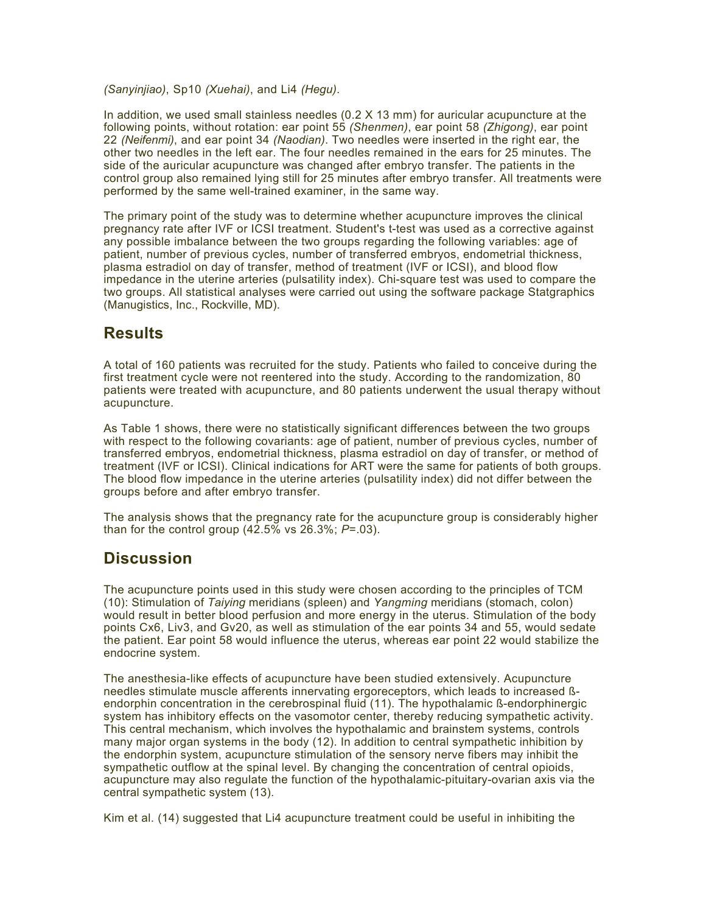*(Sanyinjiao)*, Sp10 *(Xuehai)*, and Li4 *(Hegu)*.

In addition, we used small stainless needles (0.2 X 13 mm) for auricular acupuncture at the following points, without rotation: ear point 55 *(Shenmen)*, ear point 58 *(Zhigong)*, ear point 22 *(Neifenmi)*, and ear point 34 *(Naodian)*. Two needles were inserted in the right ear, the other two needles in the left ear. The four needles remained in the ears for 25 minutes. The side of the auricular acupuncture was changed after embryo transfer. The patients in the control group also remained lying still for 25 minutes after embryo transfer. All treatments were performed by the same well-trained examiner, in the same way.

The primary point of the study was to determine whether acupuncture improves the clinical pregnancy rate after IVF or ICSI treatment. Student's t-test was used as a corrective against any possible imbalance between the two groups regarding the following variables: age of patient, number of previous cycles, number of transferred embryos, endometrial thickness, plasma estradiol on day of transfer, method of treatment (IVF or ICSI), and blood flow impedance in the uterine arteries (pulsatility index). Chi-square test was used to compare the two groups. All statistical analyses were carried out using the software package Statgraphics (Manugistics, Inc., Rockville, MD).

## Results

A total of 160 patients was recruited for the study. Patients who failed to conceive during the first treatment cycle were not reentered into the study. According to the randomization, 80 patients were treated with acupuncture, and 80 patients underwent the usual therapy without acupuncture.

As Table 1 shows, there were no statistically significant differences between the two groups with respect to the following covariants: age of patient, number of previous cycles, number of transferred embryos, endometrial thickness, plasma estradiol on day of transfer, or method of treatment (IVF or ICSI). Clinical indications for ART were the same for patients of both groups. The blood flow impedance in the uterine arteries (pulsatility index) did not differ between the groups before and after embryo transfer.

The analysis shows that the pregnancy rate for the acupuncture group is considerably higher than for the control group (42.5% vs 26.3%; *P*=.03).

## Discussion

The acupuncture points used in this study were chosen according to the principles of TCM (10): Stimulation of *Taiying* meridians (spleen) and *Yangming* meridians (stomach, colon) would result in better blood perfusion and more energy in the uterus. Stimulation of the body points Cx6, Liv3, and Gv20, as well as stimulation of the ear points 34 and 55, would sedate the patient. Ear point 58 would influence the uterus, whereas ear point 22 would stabilize the endocrine system.

The anesthesia-like effects of acupuncture have been studied extensively. Acupuncture needles stimulate muscle afferents innervating ergoreceptors, which leads to increased ß-endorphin concentration in the cerebrospinal fluid (11). The hypothalamic ß-endorphinergic system has inhibitory effects on the vasomotor center, thereby reducing sympathetic activity. This central mechanism, which involves the hypothalamic and brainstem systems, controls many major organ systems in the body (12). In addition to central sympathetic inhibition by the endorphin system, acupuncture stimulation of the sensory nerve fibers may inhibit the sympathetic outflow at the spinal level. By changing the concentration of central opioids, acupuncture may also regulate the function of the hypothalamic-pituitary-ovarian axis via the central sympathetic system (13).

Kim et al. (14) suggested that Li4 acupuncture treatment could be useful in inhibiting the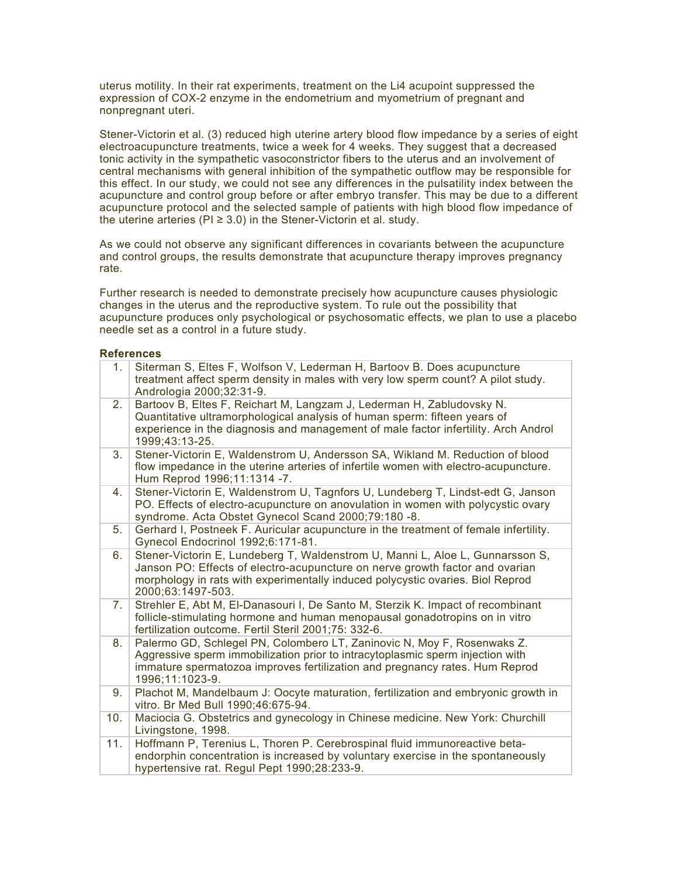uterus motility. In their rat experiments, treatment on the Li4 acupoint suppressed the expression of COX-2 enzyme in the endometrium and myometrium of pregnant and nonpregnant uteri.

Stener-Victorin et al. (3) reduced high uterine artery blood flow impedance by a series of eight electroacupuncture treatments, twice a week for 4 weeks. They suggest that a decreased tonic activity in the sympathetic vasoconstrictor fibers to the uterus and an involvement of central mechanisms with general inhibition of the sympathetic outflow may be responsible for this effect. In our study, we could not see any differences in the pulsatility index between the acupuncture and control group before or after embryo transfer. This may be due to a different acupuncture protocol and the selected sample of patients with high blood flow impedance of the uterine arteries (PI ≥ 3.0) in the Stener-Victorin et al. study.

As we could not observe any significant differences in covariants between the acupuncture and control groups, the results demonstrate that acupuncture therapy improves pregnancy rate.

Further research is needed to demonstrate precisely how acupuncture causes physiologic changes in the uterus and the reproductive system. To rule out the possibility that acupuncture produces only psychological or psychosomatic effects, we plan to use a placebo needle set as a control in a future study.

**References**

| | |
|---|---|
| 1. | Siterman S, Eltes F, Wolfson V, Lederman H, Bartoov B. Does acupuncture treatment affect sperm density in males with very low sperm count? A pilot study. Andrologia 2000;32:31-9. |
| 2. | Bartoov B, Eltes F, Reichart M, Langzam J, Lederman H, Zabludovsky N. Quantitative ultramorphological analysis of human sperm: fifteen years of experience in the diagnosis and management of male factor infertility. Arch Androl 1999;43:13-25. |
| 3. | Stener-Victorin E, Waldenstrom U, Andersson SA, Wikland M. Reduction of blood flow impedance in the uterine arteries of infertile women with electro-acupuncture. Hum Reprod 1996;11:1314 -7. |
| 4. | Stener-Victorin E, Waldenstrom U, Tagnfors U, Lundeberg T, Lindst-edt G, Janson PO. Effects of electro-acupuncture on anovulation in women with polycystic ovary syndrome. Acta Obstet Gynecol Scand 2000;79:180 -8. |
| 5. | Gerhard I, Postneek F. Auricular acupuncture in the treatment of female infertility. Gynecol Endocrinol 1992;6:171-81. |
| 6. | Stener-Victorin E, Lundeberg T, Waldenstrom U, Manni L, Aloe L, Gunnarsson S, Janson PO: Effects of electro-acupuncture on nerve growth factor and ovarian morphology in rats with experimentally induced polycystic ovaries. Biol Reprod 2000;63:1497-503. |
| 7. | Strehler E, Abt M, El-Danasouri I, De Santo M, Sterzik K. Impact of recombinant follicle-stimulating hormone and human menopausal gonadotropins on in vitro fertilization outcome. Fertil Steril 2001;75: 332-6. |
| 8. | Palermo GD, Schlegel PN, Colombero LT, Zaninovic N, Moy F, Rosenwaks Z. Aggressive sperm immobilization prior to intracytoplasmic sperm injection with immature spermatozoa improves fertilization and pregnancy rates. Hum Reprod 1996;11:1023-9. |
| 9. | Plachot M, Mandelbaum J: Oocyte maturation, fertilization and embryonic growth in vitro. Br Med Bull 1990;46:675-94. |
| 10. | Maciocia G. Obstetrics and gynecology in Chinese medicine. New York: Churchill Livingstone, 1998. |
| 11. | Hoffmann P, Terenius L, Thoren P. Cerebrospinal fluid immunoreactive beta-endorphin concentration is increased by voluntary exercise in the spontaneously hypertensive rat. Regul Pept 1990;28:233-9. |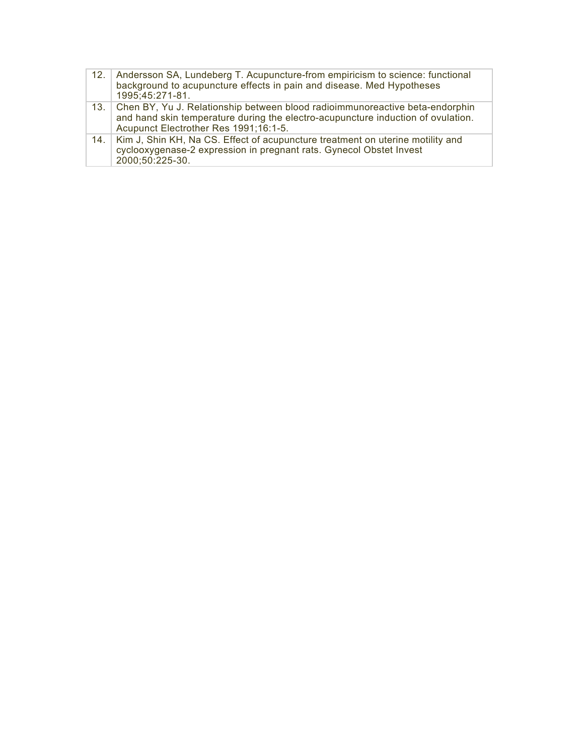| | |
|---|---|
| 12. | Andersson SA, Lundeberg T. Acupuncture-from empiricism to science: functional background to acupuncture effects in pain and disease. Med Hypotheses 1995;45:271-81. |
| 13. | Chen BY, Yu J. Relationship between blood radioimmunoreactive beta-endorphin and hand skin temperature during the electro-acupuncture induction of ovulation. Acupunct Electrother Res 1991;16:1-5. |
| 14. | Kim J, Shin KH, Na CS. Effect of acupuncture treatment on uterine motility and cyclooxygenase-2 expression in pregnant rats. Gynecol Obstet Invest 2000;50:225-30. |